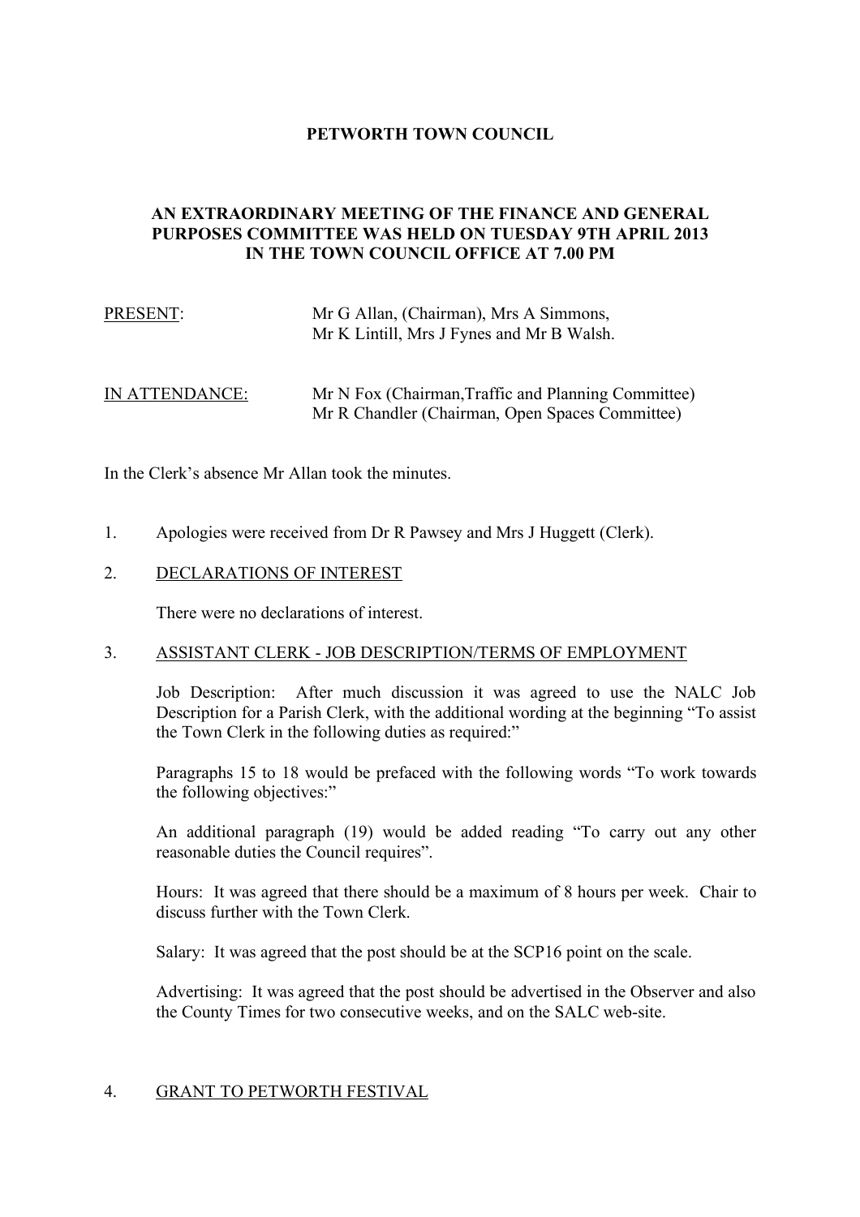# PETWORTH TOWN COUNCIL

## AN EXTRAORDINARY MEETING OF THE FINANCE AND GENERAL PURPOSES COMMITTEE WAS HELD ON TUESDAY 9TH APRIL 2013 IN THE TOWN COUNCIL OFFICE AT 7.00 PM

PRESENT: Mr G Allan, (Chairman), Mrs A Simmons, Mr K Lintill, Mrs J Fynes and Mr B Walsh.

IN ATTENDANCE: Mr N Fox (Chairman,Traffic and Planning Committee)
Mr R Chandler (Chairman, Open Spaces Committee)

In the Clerk's absence Mr Allan took the minutes.

1. Apologies were received from Dr R Pawsey and Mrs J Huggett (Clerk).

2. DECLARATIONS OF INTEREST

   There were no declarations of interest.

3. ASSISTANT CLERK - JOB DESCRIPTION/TERMS OF EMPLOYMENT

   Job Description: After much discussion it was agreed to use the NALC Job Description for a Parish Clerk, with the additional wording at the beginning "To assist the Town Clerk in the following duties as required:"

   Paragraphs 15 to 18 would be prefaced with the following words "To work towards the following objectives:"

   An additional paragraph (19) would be added reading "To carry out any other reasonable duties the Council requires".

   Hours: It was agreed that there should be a maximum of 8 hours per week. Chair to discuss further with the Town Clerk.

   Salary: It was agreed that the post should be at the SCP16 point on the scale.

   Advertising: It was agreed that the post should be advertised in the Observer and also the County Times for two consecutive weeks, and on the SALC web-site.

4. GRANT TO PETWORTH FESTIVAL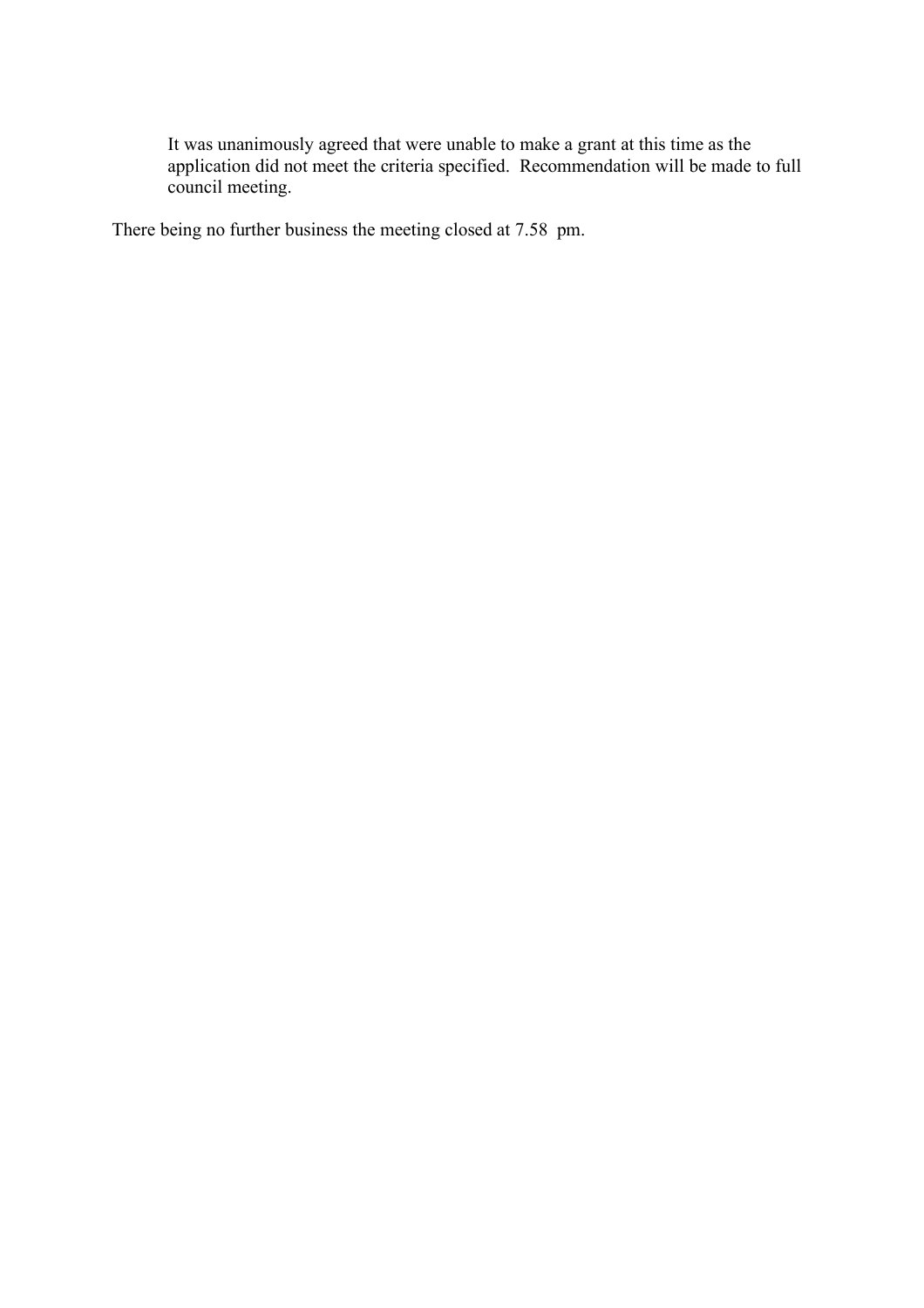It was unanimously agreed that were unable to make a grant at this time as the application did not meet the criteria specified.  Recommendation will be made to full council meeting.

There being no further business the meeting closed at 7.58  pm.